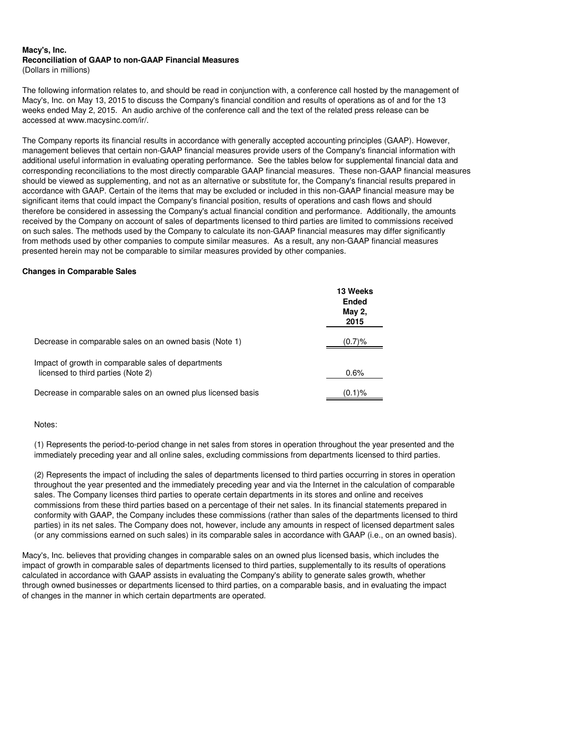**Macy's, Inc.**
**Reconciliation of GAAP to non-GAAP Financial Measures**
(Dollars in millions)

The following information relates to, and should be read in conjunction with, a conference call hosted by the management of Macy's, Inc. on May 13, 2015 to discuss the Company's financial condition and results of operations as of and for the 13 weeks ended May 2, 2015. An audio archive of the conference call and the text of the related press release can be accessed at www.macysinc.com/ir/.

The Company reports its financial results in accordance with generally accepted accounting principles (GAAP). However, management believes that certain non-GAAP financial measures provide users of the Company's financial information with additional useful information in evaluating operating performance. See the tables below for supplemental financial data and corresponding reconciliations to the most directly comparable GAAP financial measures. These non-GAAP financial measures should be viewed as supplementing, and not as an alternative or substitute for, the Company's financial results prepared in accordance with GAAP. Certain of the items that may be excluded or included in this non-GAAP financial measure may be significant items that could impact the Company's financial position, results of operations and cash flows and should therefore be considered in assessing the Company's actual financial condition and performance. Additionally, the amounts received by the Company on account of sales of departments licensed to third parties are limited to commissions received on such sales. The methods used by the Company to calculate its non-GAAP financial measures may differ significantly from methods used by other companies to compute similar measures. As a result, any non-GAAP financial measures presented herein may not be comparable to similar measures provided by other companies.

**Changes in Comparable Sales**

| | 13 Weeks Ended May 2, 2015 |
|---|---|
| Decrease in comparable sales on an owned basis (Note 1) | (0.7)% |
| Impact of growth in comparable sales of departments licensed to third parties (Note 2) | 0.6% |
| Decrease in comparable sales on an owned plus licensed basis | (0.1)% |

Notes:

(1) Represents the period-to-period change in net sales from stores in operation throughout the year presented and the immediately preceding year and all online sales, excluding commissions from departments licensed to third parties.

(2) Represents the impact of including the sales of departments licensed to third parties occurring in stores in operation throughout the year presented and the immediately preceding year and via the Internet in the calculation of comparable sales. The Company licenses third parties to operate certain departments in its stores and online and receives commissions from these third parties based on a percentage of their net sales. In its financial statements prepared in conformity with GAAP, the Company includes these commissions (rather than sales of the departments licensed to third parties) in its net sales. The Company does not, however, include any amounts in respect of licensed department sales (or any commissions earned on such sales) in its comparable sales in accordance with GAAP (i.e., on an owned basis).

Macy's, Inc. believes that providing changes in comparable sales on an owned plus licensed basis, which includes the impact of growth in comparable sales of departments licensed to third parties, supplementally to its results of operations calculated in accordance with GAAP assists in evaluating the Company's ability to generate sales growth, whether through owned businesses or departments licensed to third parties, on a comparable basis, and in evaluating the impact of changes in the manner in which certain departments are operated.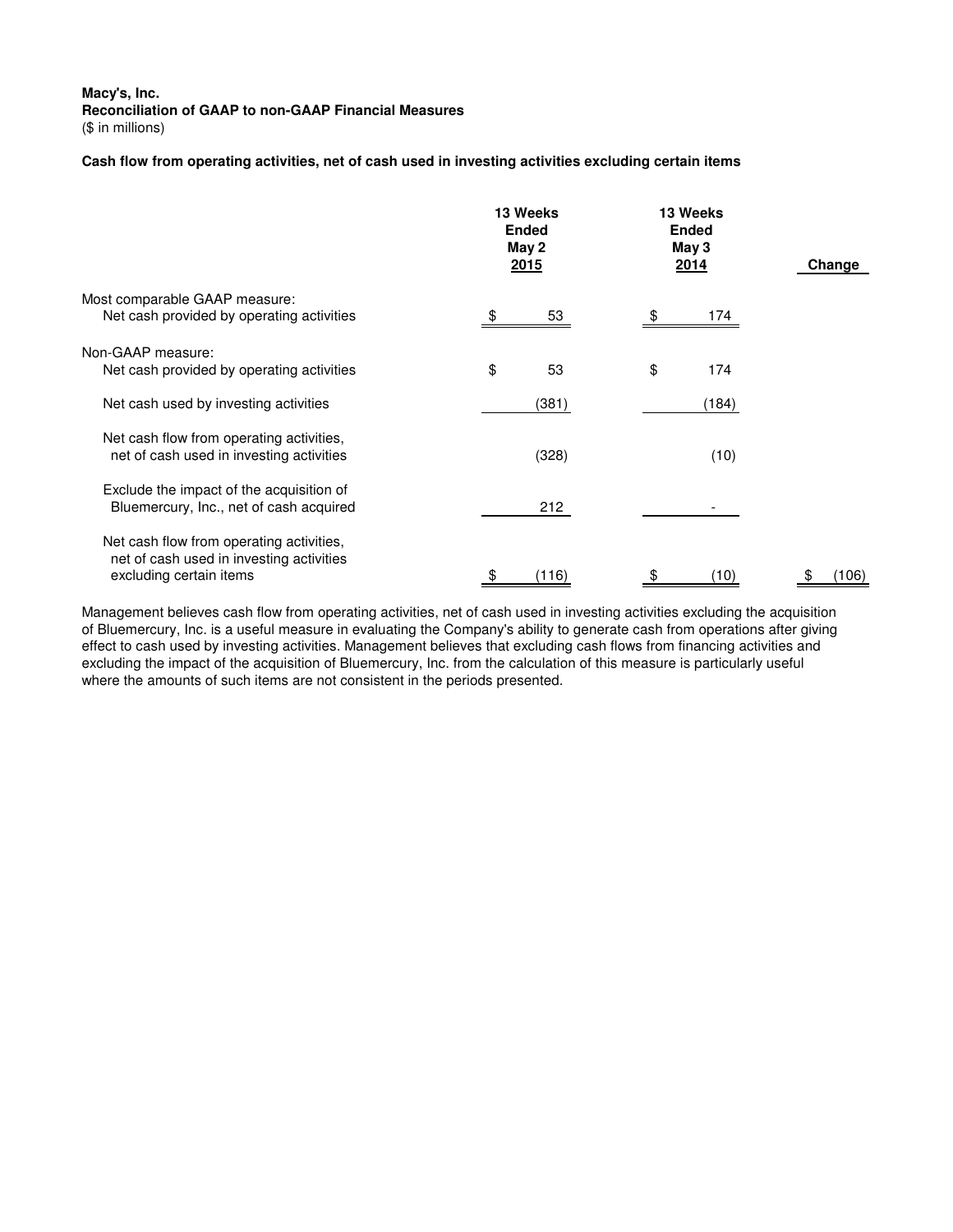**Macy's, Inc.**
**Reconciliation of GAAP to non-GAAP Financial Measures**
($ in millions)

**Cash flow from operating activities, net of cash used in investing activities excluding certain items**

| | 13 Weeks Ended May 2 2015 | 13 Weeks Ended May 3 2014 | Change |
|---|---|---|---|
| Most comparable GAAP measure: | | | |
| Net cash provided by operating activities | $ 53 | $ 174 | |
| Non-GAAP measure: | | | |
| Net cash provided by operating activities | $ 53 | $ 174 | |
| Net cash used by investing activities | (381) | (184) | |
| Net cash flow from operating activities, net of cash used in investing activities | (328) | (10) | |
| Exclude the impact of the acquisition of Bluemercury, Inc., net of cash acquired | 212 | - | |
| Net cash flow from operating activities, net of cash used in investing activities excluding certain items | $ (116) | $ (10) | $ (106) |

Management believes cash flow from operating activities, net of cash used in investing activities excluding the acquisition of Bluemercury, Inc. is a useful measure in evaluating the Company's ability to generate cash from operations after giving effect to cash used by investing activities. Management believes that excluding cash flows from financing activities and excluding the impact of the acquisition of Bluemercury, Inc. from the calculation of this measure is particularly useful where the amounts of such items are not consistent in the periods presented.